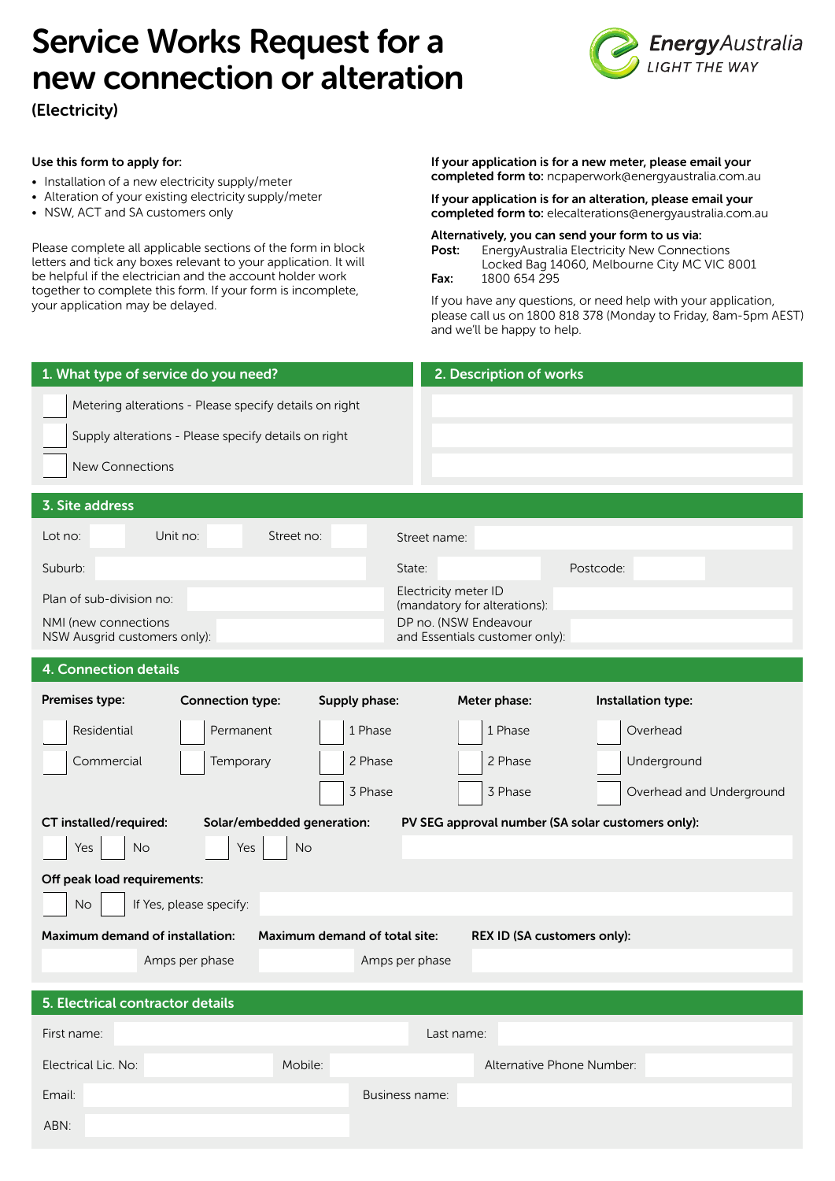# Service Works Request for a new connection or alteration

**(Electricity)**

EnergyAustralia LIGHT THE WAY

**Use this form to apply for:**

- Installation of a new electricity supply/meter
- Alteration of your existing electricity supply/meter
- NSW, ACT and SA customers only

Please complete all applicable sections of the form in block letters and tick any boxes relevant to your application. It will be helpful if the electrician and the account holder work together to complete this form. If your form is incomplete, your application may be delayed.

**If your application is for a new meter, please email your completed form to:** ncpaperwork@energyaustralia.com.au

**If your application is for an alteration, please email your completed form to:** elecalterations@energyaustralia.com.au

**Alternatively, you can send your form to us via:**

**Post:** EnergyAustralia Electricity New Connections
Locked Bag 14060, Melbourne City MC VIC 8001

**Fax:** 1800 654 295

If you have any questions, or need help with your application, please call us on 1800 818 378 (Monday to Friday, 8am-5pm AEST) and we'll be happy to help.

## 1. What type of service do you need?

- ☐ Metering alterations - Please specify details on right
- ☐ Supply alterations - Please specify details on right
- ☐ New Connections

## 2. Description of works

______________________

______________________

______________________

## 3. Site address

Lot no: ______ Unit no: ______ Street no: ______ Street name: ______________________

Suburb: ______________________ State: ______ Postcode: ______

Plan of sub-division no: ______________________

Electricity meter ID (mandatory for alterations): ______________________

NMI (new connections NSW Ausgrid customers only): ______________________

DP no. (NSW Endeavour and Essentials customer only): ______________________

## 4. Connection details

| Premises type: | Connection type: | Supply phase: | Meter phase: | Installation type: |
|---|---|---|---|---|
| ☐ Residential | ☐ Permanent | ☐ 1 Phase | ☐ 1 Phase | ☐ Overhead |
| ☐ Commercial | ☐ Temporary | ☐ 2 Phase | ☐ 2 Phase | ☐ Underground |
| | | ☐ 3 Phase | ☐ 3 Phase | ☐ Overhead and Underground |

**CT installed/required:** ☐ Yes ☐ No

**Solar/embedded generation:** ☐ Yes ☐ No

**PV SEG approval number (SA solar customers only):** ______________________

**Off peak load requirements:**

☐ No ☐ If Yes, please specify: ______________________

**Maximum demand of installation:** ______ Amps per phase

**Maximum demand of total site:** ______ Amps per phase

**REX ID (SA customers only):** ______________________

## 5. Electrical contractor details

First name: ______________________ Last name: ______________________

Electrical Lic. No: ______________ Mobile: ______________ Alternative Phone Number: ______________

Email: ______________________ Business name: ______________________

ABN: ______________________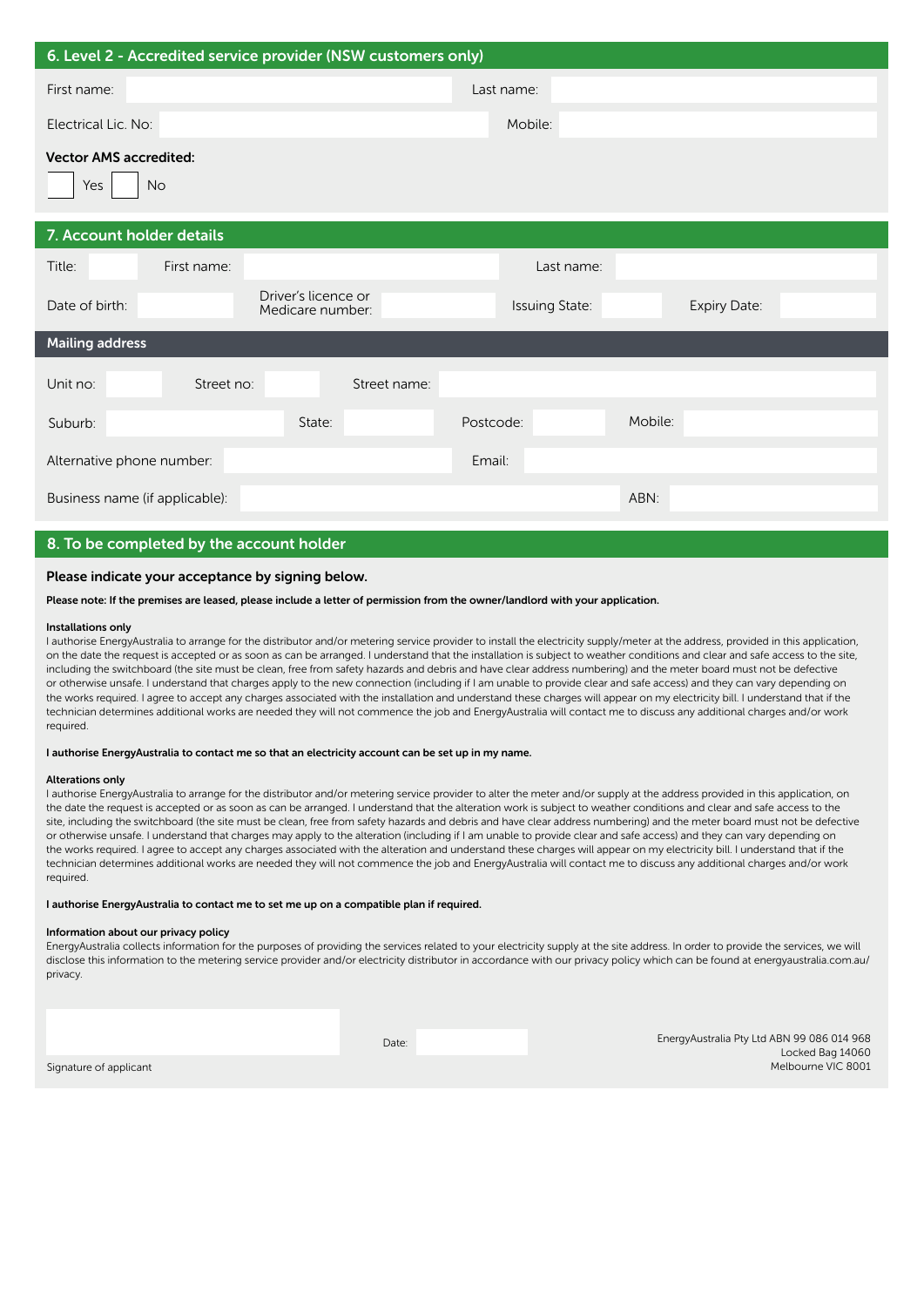## 6. Level 2 - Accredited service provider (NSW customers only)

First name: ____________ Last name: ____________

Electrical Lic. No: ____________ Mobile: ____________

**Vector AMS accredited:**

☐ Yes ☐ No

## 7. Account holder details

Title: ______ First name: ____________ Last name: ____________

Date of birth: ______ Driver's licence or Medicare number: ______ Issuing State: ______ Expiry Date: ______

### Mailing address

Unit no: ______ Street no: ______ Street name: ____________

Suburb: ____________ State: ______ Postcode: ______ Mobile: ____________

Alternative phone number: ____________ Email: ____________

Business name (if applicable): ____________ ABN: ____________

## 8. To be completed by the account holder

**Please indicate your acceptance by signing below.**

**Please note: If the premises are leased, please include a letter of permission from the owner/landlord with your application.**

**Installations only**

I authorise EnergyAustralia to arrange for the distributor and/or metering service provider to install the electricity supply/meter at the address, provided in this application, on the date the request is accepted or as soon as can be arranged. I understand that the installation is subject to weather conditions and clear and safe access to the site, including the switchboard (the site must be clean, free from safety hazards and debris and have clear address numbering) and the meter board must not be defective or otherwise unsafe. I understand that charges apply to the new connection (including if I am unable to provide clear and safe access) and they can vary depending on the works required. I agree to accept any charges associated with the installation and understand these charges will appear on my electricity bill. I understand that if the technician determines additional works are needed they will not commence the job and EnergyAustralia will contact me to discuss any additional charges and/or work required.

**I authorise EnergyAustralia to contact me so that an electricity account can be set up in my name.**

**Alterations only**

I authorise EnergyAustralia to arrange for the distributor and/or metering service provider to alter the meter and/or supply at the address provided in this application, on the date the request is accepted or as soon as can be arranged. I understand that the alteration work is subject to weather conditions and clear and safe access to the site, including the switchboard (the site must be clean, free from safety hazards and debris and have clear address numbering) and the meter board must not be defective or otherwise unsafe. I understand that charges may apply to the alteration (including if I am unable to provide clear and safe access) and they can vary depending on the works required. I agree to accept any charges associated with the alteration and understand these charges will appear on my electricity bill. I understand that if the technician determines additional works are needed they will not commence the job and EnergyAustralia will contact me to discuss any additional charges and/or work required.

**I authorise EnergyAustralia to contact me to set me up on a compatible plan if required.**

**Information about our privacy policy**

EnergyAustralia collects information for the purposes of providing the services related to your electricity supply at the site address. In order to provide the services, we will disclose this information to the metering service provider and/or electricity distributor in accordance with our privacy policy which can be found at energyaustralia.com.au/privacy.

____________

Signature of applicant

Date: ____________

EnergyAustralia Pty Ltd ABN 99 086 014 968
Locked Bag 14060
Melbourne VIC 8001